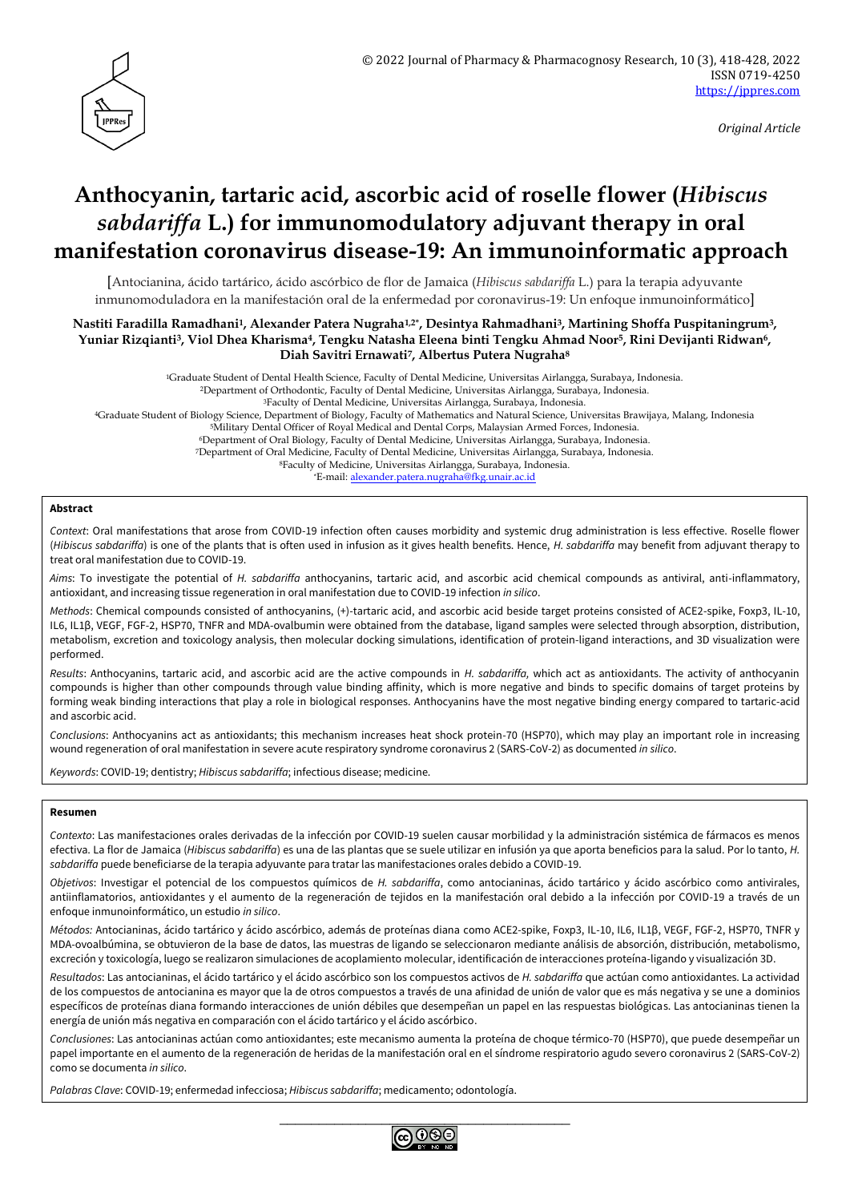*Original Article*

# Anthocyanin, tartaric acid, ascorbic acid of roselle flower (*Hibiscus sabdariffa* L.) for immunomodulatory adjuvant therapy in oral manifestation coronavirus disease-19: An immunoinformatic approach

[Antocianina, ácido tartárico, ácido ascórbico de flor de Jamaica (*Hibiscus sabdariffa* L.) para la terapia adyuvante inmunomoduladora en la manifestación oral de la enfermedad por coronavirus-19: Un enfoque inmunoinformático]

**Nastiti Faradilla Ramadhani[1], Alexander Patera Nugraha[1,2*], Desintya Rahmadhani[3], Martining Shoffa Puspitaningrum[3], Yuniar Rizqianti[3], Viol Dhea Kharisma[4], Tengku Natasha Eleena binti Tengku Ahmad Noor[5], Rini Devijanti Ridwan[6], Diah Savitri Ernawati[7], Albertus Putera Nugraha[8]**

[1]Graduate Student of Dental Health Science, Faculty of Dental Medicine, Universitas Airlangga, Surabaya, Indonesia.
[2]Department of Orthodontic, Faculty of Dental Medicine, Universitas Airlangga, Surabaya, Indonesia.
[3]Faculty of Dental Medicine, Universitas Airlangga, Surabaya, Indonesia.
[4]Graduate Student of Biology Science, Department of Biology, Faculty of Mathematics and Natural Science, Universitas Brawijaya, Malang, Indonesia
[5]Military Dental Officer of Royal Medical and Dental Corps, Malaysian Armed Forces, Indonesia.
[6]Department of Oral Biology, Faculty of Dental Medicine, Universitas Airlangga, Surabaya, Indonesia.
[7]Department of Oral Medicine, Faculty of Dental Medicine, Universitas Airlangga, Surabaya, Indonesia.
[8]Faculty of Medicine, Universitas Airlangga, Surabaya, Indonesia.
*E-mail: alexander.patera.nugraha@fkg.unair.ac.id

## Abstract

*Context*: Oral manifestations that arose from COVID-19 infection often causes morbidity and systemic drug administration is less effective. Roselle flower (*Hibiscus sabdariffa*) is one of the plants that is often used in infusion as it gives health benefits. Hence, *H. sabdariffa* may benefit from adjuvant therapy to treat oral manifestation due to COVID-19.

*Aims*: To investigate the potential of *H. sabdariffa* anthocyanins, tartaric acid, and ascorbic acid chemical compounds as antiviral, anti-inflammatory, antioxidant, and increasing tissue regeneration in oral manifestation due to COVID-19 infection *in silico*.

*Methods*: Chemical compounds consisted of anthocyanins, (+)-tartaric acid, and ascorbic acid beside target proteins consisted of ACE2-spike, Foxp3, IL-10, IL6, IL1β, VEGF, FGF-2, HSP70, TNFR and MDA-ovalbumin were obtained from the database, ligand samples were selected through absorption, distribution, metabolism, excretion and toxicology analysis, then molecular docking simulations, identification of protein-ligand interactions, and 3D visualization were performed.

*Results*: Anthocyanins, tartaric acid, and ascorbic acid are the active compounds in *H. sabdariffa*, which act as antioxidants. The activity of anthocyanin compounds is higher than other compounds through value binding affinity, which is more negative and binds to specific domains of target proteins by forming weak binding interactions that play a role in biological responses. Anthocyanins have the most negative binding energy compared to tartaric-acid and ascorbic acid.

*Conclusions*: Anthocyanins act as antioxidants; this mechanism increases heat shock protein-70 (HSP70), which may play an important role in increasing wound regeneration of oral manifestation in severe acute respiratory syndrome coronavirus 2 (SARS-CoV-2) as documented *in silico*.

*Keywords*: COVID-19; dentistry; *Hibiscus sabdariffa*; infectious disease; medicine.

## Resumen

*Contexto*: Las manifestaciones orales derivadas de la infección por COVID-19 suelen causar morbilidad y la administración sistémica de fármacos es menos efectiva. La flor de Jamaica (*Hibiscus sabdariffa*) es una de las plantas que se suele utilizar en infusión ya que aporta beneficios para la salud. Por lo tanto, *H. sabdariffa* puede beneficiarse de la terapia adyuvante para tratar las manifestaciones orales debido a COVID-19.

*Objetivos*: Investigar el potencial de los compuestos químicos de *H. sabdariffa*, como antocianinas, ácido tartárico y ácido ascórbico como antivirales, antiinflamatorios, antioxidantes y el aumento de la regeneración de tejidos en la manifestación oral debido a la infección por COVID-19 a través de un enfoque inmunoinformático, un estudio *in silico*.

*Métodos:* Antocianinas, ácido tartárico y ácido ascórbico, además de proteínas diana como ACE2-spike, Foxp3, IL-10, IL6, IL1β, VEGF, FGF-2, HSP70, TNFR y MDA-ovoalbúmina, se obtuvieron de la base de datos, las muestras de ligando se seleccionaron mediante análisis de absorción, distribución, metabolismo, excreción y toxicología, luego se realizaron simulaciones de acoplamiento molecular, identificación de interacciones proteína-ligando y visualización 3D.

*Resultados*: Las antocianinas, el ácido tartárico y el ácido ascórbico son los compuestos activos de *H. sabdariffa* que actúan como antioxidantes. La actividad de los compuestos de antocianina es mayor que la de otros compuestos a través de una afinidad de unión de valor que es más negativa y se une a dominios específicos de proteínas diana formando interacciones de unión débiles que desempeñan un papel en las respuestas biológicas. Las antocianinas tienen la energía de unión más negativa en comparación con el ácido tartárico y el ácido ascórbico.

*Conclusiones*: Las antocianinas actúan como antioxidantes; este mecanismo aumenta la proteína de choque térmico-70 (HSP70), que puede desempeñar un papel importante en el aumento de la regeneración de heridas de la manifestación oral en el síndrome respiratorio agudo severo coronavirus 2 (SARS-CoV-2) como se documenta *in silico*.

*Palabras Clave*: COVID-19; enfermedad infecciosa; *Hibiscus sabdariffa*; medicamento; odontología.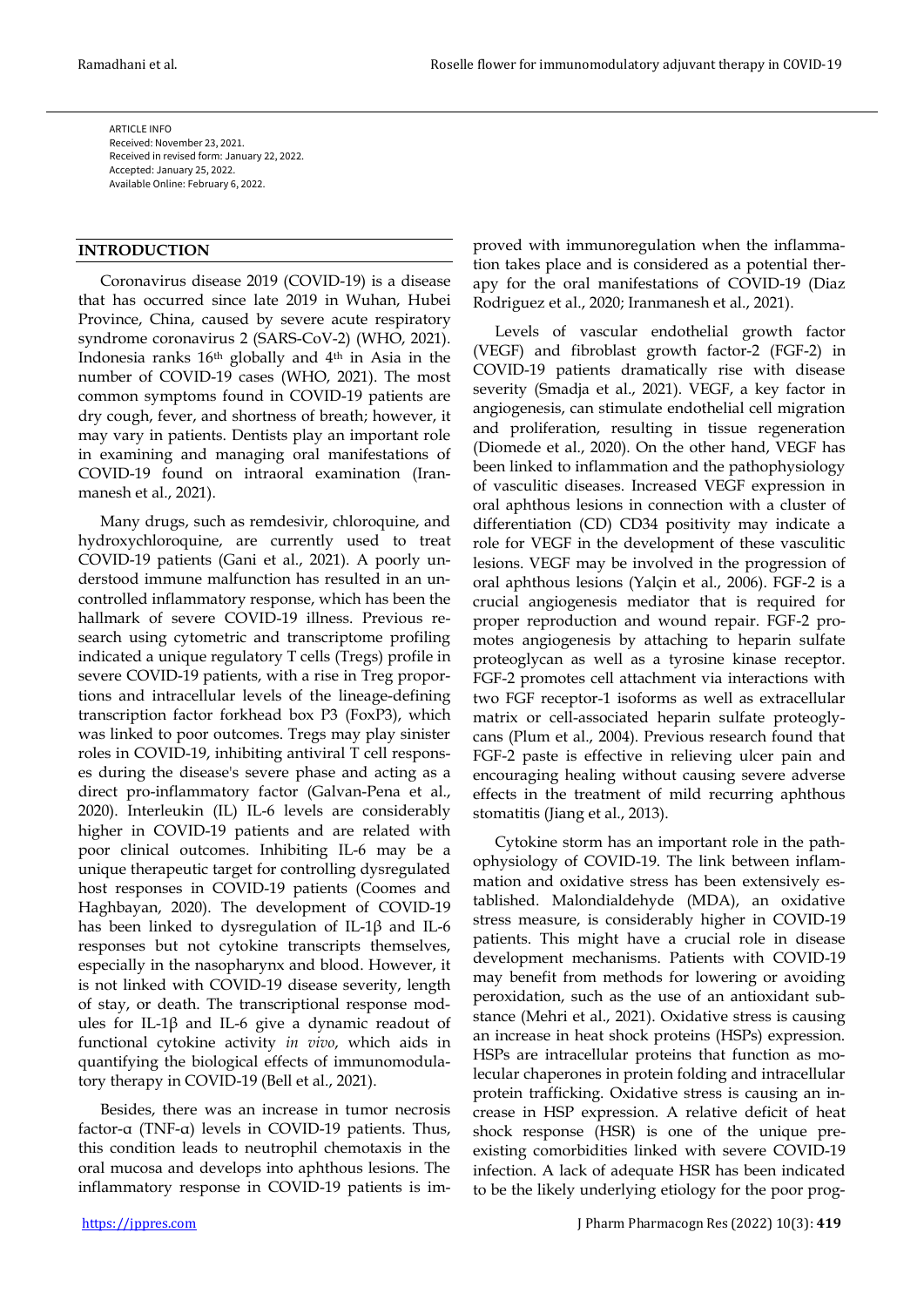ARTICLE INFO
Received: November 23, 2021.
Received in revised form: January 22, 2022.
Accepted: January 25, 2022.
Available Online: February 6, 2022.

## INTRODUCTION

Coronavirus disease 2019 (COVID-19) is a disease that has occurred since late 2019 in Wuhan, Hubei Province, China, caused by severe acute respiratory syndrome coronavirus 2 (SARS-CoV-2) (WHO, 2021). Indonesia ranks 16th globally and 4th in Asia in the number of COVID-19 cases (WHO, 2021). The most common symptoms found in COVID-19 patients are dry cough, fever, and shortness of breath; however, it may vary in patients. Dentists play an important role in examining and managing oral manifestations of COVID-19 found on intraoral examination (Iranmanesh et al., 2021).

Many drugs, such as remdesivir, chloroquine, and hydroxychloroquine, are currently used to treat COVID-19 patients (Gani et al., 2021). A poorly understood immune malfunction has resulted in an uncontrolled inflammatory response, which has been the hallmark of severe COVID-19 illness. Previous research using cytometric and transcriptome profiling indicated a unique regulatory T cells (Tregs) profile in severe COVID-19 patients, with a rise in Treg proportions and intracellular levels of the lineage-defining transcription factor forkhead box P3 (FoxP3), which was linked to poor outcomes. Tregs may play sinister roles in COVID-19, inhibiting antiviral T cell responses during the disease's severe phase and acting as a direct pro-inflammatory factor (Galvan-Pena et al., 2020). Interleukin (IL) IL-6 levels are considerably higher in COVID-19 patients and are related with poor clinical outcomes. Inhibiting IL-6 may be a unique therapeutic target for controlling dysregulated host responses in COVID-19 patients (Coomes and Haghbayan, 2020). The development of COVID-19 has been linked to dysregulation of IL-1β and IL-6 responses but not cytokine transcripts themselves, especially in the nasopharynx and blood. However, it is not linked with COVID-19 disease severity, length of stay, or death. The transcriptional response modules for IL-1β and IL-6 give a dynamic readout of functional cytokine activity *in vivo*, which aids in quantifying the biological effects of immunomodulatory therapy in COVID-19 (Bell et al., 2021).

Besides, there was an increase in tumor necrosis factor-α (TNF-α) levels in COVID-19 patients. Thus, this condition leads to neutrophil chemotaxis in the oral mucosa and develops into aphthous lesions. The inflammatory response in COVID-19 patients is improved with immunoregulation when the inflammation takes place and is considered as a potential therapy for the oral manifestations of COVID-19 (Diaz Rodriguez et al., 2020; Iranmanesh et al., 2021).

Levels of vascular endothelial growth factor (VEGF) and fibroblast growth factor-2 (FGF-2) in COVID-19 patients dramatically rise with disease severity (Smadja et al., 2021). VEGF, a key factor in angiogenesis, can stimulate endothelial cell migration and proliferation, resulting in tissue regeneration (Diomede et al., 2020). On the other hand, VEGF has been linked to inflammation and the pathophysiology of vasculitic diseases. Increased VEGF expression in oral aphthous lesions in connection with a cluster of differentiation (CD) CD34 positivity may indicate a role for VEGF in the development of these vasculitic lesions. VEGF may be involved in the progression of oral aphthous lesions (Yalçin et al., 2006). FGF-2 is a crucial angiogenesis mediator that is required for proper reproduction and wound repair. FGF-2 promotes angiogenesis by attaching to heparin sulfate proteoglycan as well as a tyrosine kinase receptor. FGF-2 promotes cell attachment via interactions with two FGF receptor-1 isoforms as well as extracellular matrix or cell-associated heparin sulfate proteoglycans (Plum et al., 2004). Previous research found that FGF-2 paste is effective in relieving ulcer pain and encouraging healing without causing severe adverse effects in the treatment of mild recurring aphthous stomatitis (Jiang et al., 2013).

Cytokine storm has an important role in the pathophysiology of COVID-19. The link between inflammation and oxidative stress has been extensively established. Malondialdehyde (MDA), an oxidative stress measure, is considerably higher in COVID-19 patients. This might have a crucial role in disease development mechanisms. Patients with COVID-19 may benefit from methods for lowering or avoiding peroxidation, such as the use of an antioxidant substance (Mehri et al., 2021). Oxidative stress is causing an increase in heat shock proteins (HSPs) expression. HSPs are intracellular proteins that function as molecular chaperones in protein folding and intracellular protein trafficking. Oxidative stress is causing an increase in HSP expression. A relative deficit of heat shock response (HSR) is one of the unique preexisting comorbidities linked with severe COVID-19 infection. A lack of adequate HSR has been indicated to be the likely underlying etiology for the poor prog-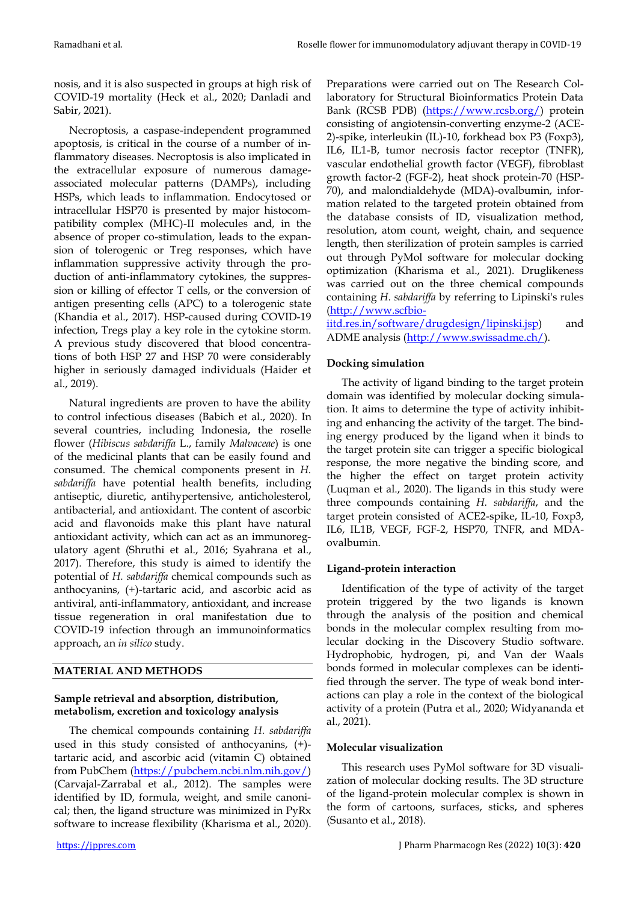nosis, and it is also suspected in groups at high risk of COVID-19 mortality (Heck et al., 2020; Danladi and Sabir, 2021).

Necroptosis, a caspase-independent programmed apoptosis, is critical in the course of a number of inflammatory diseases. Necroptosis is also implicated in the extracellular exposure of numerous damage-associated molecular patterns (DAMPs), including HSPs, which leads to inflammation. Endocytosed or intracellular HSP70 is presented by major histocompatibility complex (MHC)-II molecules and, in the absence of proper co-stimulation, leads to the expansion of tolerogenic or Treg responses, which have inflammation suppressive activity through the production of anti-inflammatory cytokines, the suppression or killing of effector T cells, or the conversion of antigen presenting cells (APC) to a tolerogenic state (Khandia et al., 2017). HSP-caused during COVID-19 infection, Tregs play a key role in the cytokine storm. A previous study discovered that blood concentrations of both HSP 27 and HSP 70 were considerably higher in seriously damaged individuals (Haider et al., 2019).

Natural ingredients are proven to have the ability to control infectious diseases (Babich et al., 2020). In several countries, including Indonesia, the roselle flower (*Hibiscus sabdariffa* L., family *Malvaceae*) is one of the medicinal plants that can be easily found and consumed. The chemical components present in *H. sabdariffa* have potential health benefits, including antiseptic, diuretic, antihypertensive, anticholesterol, antibacterial, and antioxidant. The content of ascorbic acid and flavonoids make this plant have natural antioxidant activity, which can act as an immunoregulatory agent (Shruthi et al., 2016; Syahrana et al., 2017). Therefore, this study is aimed to identify the potential of *H. sabdariffa* chemical components such as anthocyanins, (+)-tartaric acid, and ascorbic acid as antiviral, anti-inflammatory, antioxidant, and increase tissue regeneration in oral manifestation due to COVID-19 infection through an immunoinformatics approach, an *in silico* study.

## MATERIAL AND METHODS

### Sample retrieval and absorption, distribution, metabolism, excretion and toxicology analysis

The chemical compounds containing *H. sabdariffa* used in this study consisted of anthocyanins, (+)-tartaric acid, and ascorbic acid (vitamin C) obtained from PubChem (https://pubchem.ncbi.nlm.nih.gov/) (Carvajal-Zarrabal et al., 2012). The samples were identified by ID, formula, weight, and smile canonical; then, the ligand structure was minimized in PyRx software to increase flexibility (Kharisma et al., 2020). Preparations were carried out on The Research Collaboratory for Structural Bioinformatics Protein Data Bank (RCSB PDB) (https://www.rcsb.org/) protein consisting of angiotensin-converting enzyme-2 (ACE-2)-spike, interleukin (IL)-10, forkhead box P3 (Foxp3), IL6, IL1-B, tumor necrosis factor receptor (TNFR), vascular endothelial growth factor (VEGF), fibroblast growth factor-2 (FGF-2), heat shock protein-70 (HSP-70), and malondialdehyde (MDA)-ovalbumin, information related to the targeted protein obtained from the database consists of ID, visualization method, resolution, atom count, weight, chain, and sequence length, then sterilization of protein samples is carried out through PyMol software for molecular docking optimization (Kharisma et al., 2021). Druglikeness was carried out on the three chemical compounds containing *H. sabdariffa* by referring to Lipinski's rules (http://www.scfbio-iitd.res.in/software/drugdesign/lipinski.jsp) and ADME analysis (http://www.swissadme.ch/).

### Docking simulation

The activity of ligand binding to the target protein domain was identified by molecular docking simulation. It aims to determine the type of activity inhibiting and enhancing the activity of the target. The binding energy produced by the ligand when it binds to the target protein site can trigger a specific biological response, the more negative the binding score, and the higher the effect on target protein activity (Luqman et al., 2020). The ligands in this study were three compounds containing *H. sabdariffa*, and the target protein consisted of ACE2-spike, IL-10, Foxp3, IL6, IL1B, VEGF, FGF-2, HSP70, TNFR, and MDA-ovalbumin.

### Ligand-protein interaction

Identification of the type of activity of the target protein triggered by the two ligands is known through the analysis of the position and chemical bonds in the molecular complex resulting from molecular docking in the Discovery Studio software. Hydrophobic, hydrogen, pi, and Van der Waals bonds formed in molecular complexes can be identified through the server. The type of weak bond interactions can play a role in the context of the biological activity of a protein (Putra et al., 2020; Widyananda et al., 2021).

### Molecular visualization

This research uses PyMol software for 3D visualization of molecular docking results. The 3D structure of the ligand-protein molecular complex is shown in the form of cartoons, surfaces, sticks, and spheres (Susanto et al., 2018).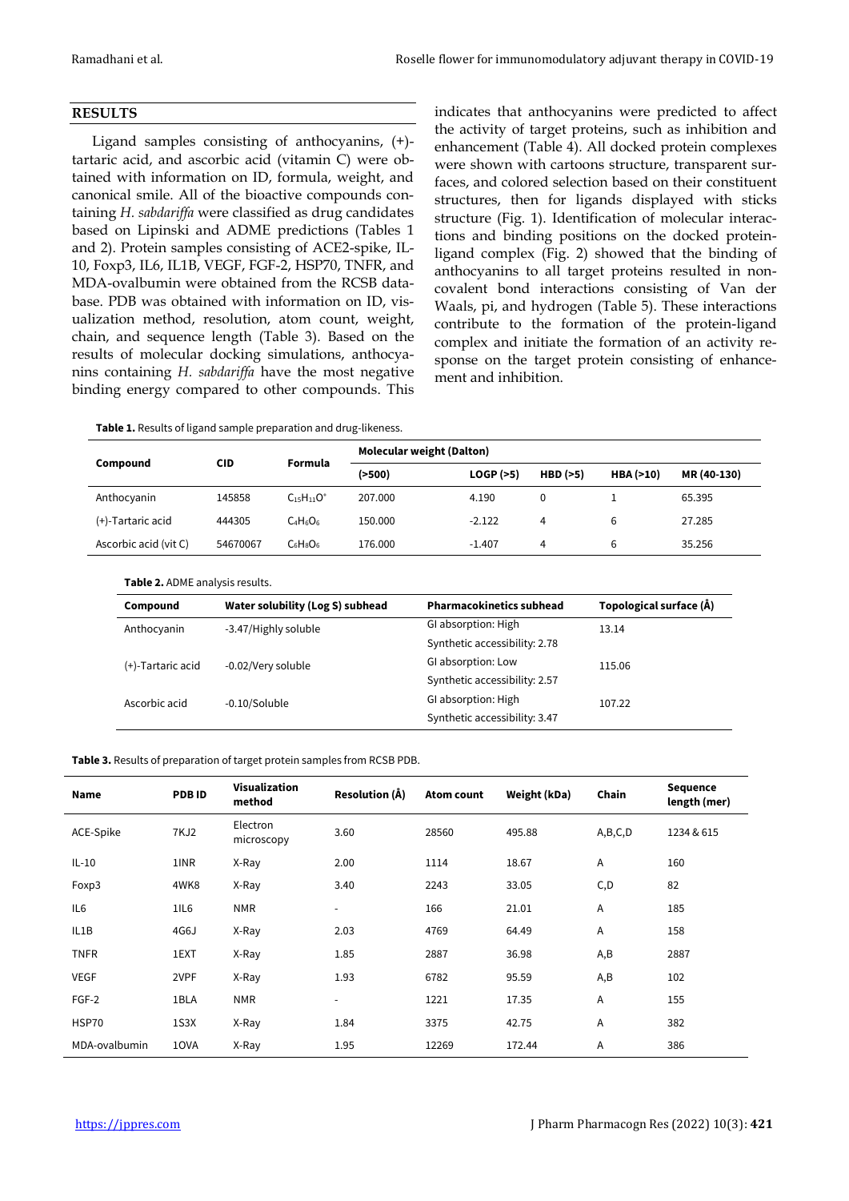## RESULTS

Ligand samples consisting of anthocyanins, (+)-tartaric acid, and ascorbic acid (vitamin C) were obtained with information on ID, formula, weight, and canonical smile. All of the bioactive compounds containing *H. sabdariffa* were classified as drug candidates based on Lipinski and ADME predictions (Tables 1 and 2). Protein samples consisting of ACE2-spike, IL-10, Foxp3, IL6, IL1B, VEGF, FGF-2, HSP70, TNFR, and MDA-ovalbumin were obtained from the RCSB database. PDB was obtained with information on ID, visualization method, resolution, atom count, weight, chain, and sequence length (Table 3). Based on the results of molecular docking simulations, anthocyanins containing *H. sabdariffa* have the most negative binding energy compared to other compounds. This indicates that anthocyanins were predicted to affect the activity of target proteins, such as inhibition and enhancement (Table 4). All docked protein complexes were shown with cartoons structure, transparent surfaces, and colored selection based on their constituent structures, then for ligands displayed with sticks structure (Fig. 1). Identification of molecular interactions and binding positions on the docked protein-ligand complex (Fig. 2) showed that the binding of anthocyanins to all target proteins resulted in non-covalent bond interactions consisting of Van der Waals, pi, and hydrogen (Table 5). These interactions contribute to the formation of the protein-ligand complex and initiate the formation of an activity response on the target protein consisting of enhancement and inhibition.

**Table 1.** Results of ligand sample preparation and drug-likeness.

| Compound | CID | Formula | Molecular weight (Dalton) | | | | |
|---|---|---|---|---|---|---|---|
| | | | (>500) | LOGP (>5) | HBD (>5) | HBA (>10) | MR (40-130) |
| Anthocyanin | 145858 | $C_{15}H_{11}O^{+}$ | 207.000 | 4.190 | 0 | 1 | 65.395 |
| (+)-Tartaric acid | 444305 | $C_4H_6O_6$ | 150.000 | -2.122 | 4 | 6 | 27.285 |
| Ascorbic acid (vit C) | 54670067 | $C_6H_8O_6$ | 176.000 | -1.407 | 4 | 6 | 35.256 |

**Table 2.** ADME analysis results.

| Compound | Water solubility (Log S) subhead | Pharmacokinetics subhead | Topological surface (Å) |
|---|---|---|---|
| Anthocyanin | -3.47/Highly soluble | GI absorption: High<br>Synthetic accessibility: 2.78 | 13.14 |
| (+)-Tartaric acid | -0.02/Very soluble | GI absorption: Low<br>Synthetic accessibility: 2.57 | 115.06 |
| Ascorbic acid | -0.10/Soluble | GI absorption: High<br>Synthetic accessibility: 3.47 | 107.22 |

**Table 3.** Results of preparation of target protein samples from RCSB PDB.

| Name | PDB ID | Visualization method | Resolution (Å) | Atom count | Weight (kDa) | Chain | Sequence length (mer) |
|---|---|---|---|---|---|---|---|
| ACE-Spike | 7KJ2 | Electron microscopy | 3.60 | 28560 | 495.88 | A,B,C,D | 1234 & 615 |
| IL-10 | 1INR | X-Ray | 2.00 | 1114 | 18.67 | A | 160 |
| Foxp3 | 4WK8 | X-Ray | 3.40 | 2243 | 33.05 | C,D | 82 |
| IL6 | 1IL6 | NMR | - | 166 | 21.01 | A | 185 |
| IL1B | 4G6J | X-Ray | 2.03 | 4769 | 64.49 | A | 158 |
| TNFR | 1EXT | X-Ray | 1.85 | 2887 | 36.98 | A,B | 2887 |
| VEGF | 2VPF | X-Ray | 1.93 | 6782 | 95.59 | A,B | 102 |
| FGF-2 | 1BLA | NMR | - | 1221 | 17.35 | A | 155 |
| HSP70 | 1S3X | X-Ray | 1.84 | 3375 | 42.75 | A | 382 |
| MDA-ovalbumin | 1OVA | X-Ray | 1.95 | 12269 | 172.44 | A | 386 |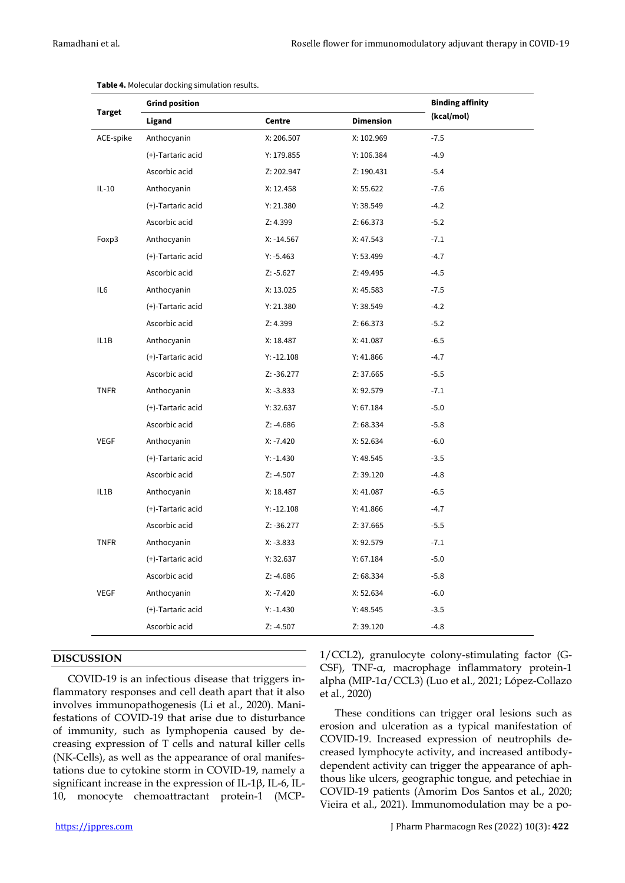**Table 4.** Molecular docking simulation results.

| Target | Grid position | | | Binding affinity (kcal/mol) |
|---|---|---|---|---|
| | Ligand | Centre | Dimension | |
| ACE-spike | Anthocyanin | X: 206.507 | X: 102.969 | -7.5 |
| | (+)-Tartaric acid | Y: 179.855 | Y: 106.384 | -4.9 |
| | Ascorbic acid | Z: 202.947 | Z: 190.431 | -5.4 |
| IL-10 | Anthocyanin | X: 12.458 | X: 55.622 | -7.6 |
| | (+)-Tartaric acid | Y: 21.380 | Y: 38.549 | -4.2 |
| | Ascorbic acid | Z: 4.399 | Z: 66.373 | -5.2 |
| Foxp3 | Anthocyanin | X: -14.567 | X: 47.543 | -7.1 |
| | (+)-Tartaric acid | Y: -5.463 | Y: 53.499 | -4.7 |
| | Ascorbic acid | Z: -5.627 | Z: 49.495 | -4.5 |
| IL6 | Anthocyanin | X: 13.025 | X: 45.583 | -7.5 |
| | (+)-Tartaric acid | Y: 21.380 | Y: 38.549 | -4.2 |
| | Ascorbic acid | Z: 4.399 | Z: 66.373 | -5.2 |
| IL1B | Anthocyanin | X: 18.487 | X: 41.087 | -6.5 |
| | (+)-Tartaric acid | Y: -12.108 | Y: 41.866 | -4.7 |
| | Ascorbic acid | Z: -36.277 | Z: 37.665 | -5.5 |
| TNFR | Anthocyanin | X: -3.833 | X: 92.579 | -7.1 |
| | (+)-Tartaric acid | Y: 32.637 | Y: 67.184 | -5.0 |
| | Ascorbic acid | Z: -4.686 | Z: 68.334 | -5.8 |
| VEGF | Anthocyanin | X: -7.420 | X: 52.634 | -6.0 |
| | (+)-Tartaric acid | Y: -1.430 | Y: 48.545 | -3.5 |
| | Ascorbic acid | Z: -4.507 | Z: 39.120 | -4.8 |
| IL1B | Anthocyanin | X: 18.487 | X: 41.087 | -6.5 |
| | (+)-Tartaric acid | Y: -12.108 | Y: 41.866 | -4.7 |
| | Ascorbic acid | Z: -36.277 | Z: 37.665 | -5.5 |
| TNFR | Anthocyanin | X: -3.833 | X: 92.579 | -7.1 |
| | (+)-Tartaric acid | Y: 32.637 | Y: 67.184 | -5.0 |
| | Ascorbic acid | Z: -4.686 | Z: 68.334 | -5.8 |
| VEGF | Anthocyanin | X: -7.420 | X: 52.634 | -6.0 |
| | (+)-Tartaric acid | Y: -1.430 | Y: 48.545 | -3.5 |
| | Ascorbic acid | Z: -4.507 | Z: 39.120 | -4.8 |

## DISCUSSION

COVID-19 is an infectious disease that triggers inflammatory responses and cell death apart that it also involves immunopathogenesis (Li et al., 2020). Manifestations of COVID-19 that arise due to disturbance of immunity, such as lymphopenia caused by decreasing expression of T cells and natural killer cells (NK-Cells), as well as the appearance of oral manifestations due to cytokine storm in COVID-19, namely a significant increase in the expression of IL-1β, IL-6, IL-10, monocyte chemoattractant protein-1 (MCP-1/CCL2), granulocyte colony-stimulating factor (G-CSF), TNF-α, macrophage inflammatory protein-1 alpha (MIP-1α/CCL3) (Luo et al., 2021; López-Collazo et al., 2020)

These conditions can trigger oral lesions such as erosion and ulceration as a typical manifestation of COVID-19. Increased expression of neutrophils decreased lymphocyte activity, and increased antibody-dependent activity can trigger the appearance of aphthous like ulcers, geographic tongue, and petechiae in COVID-19 patients (Amorim Dos Santos et al., 2020; Vieira et al., 2021). Immunomodulation may be a po-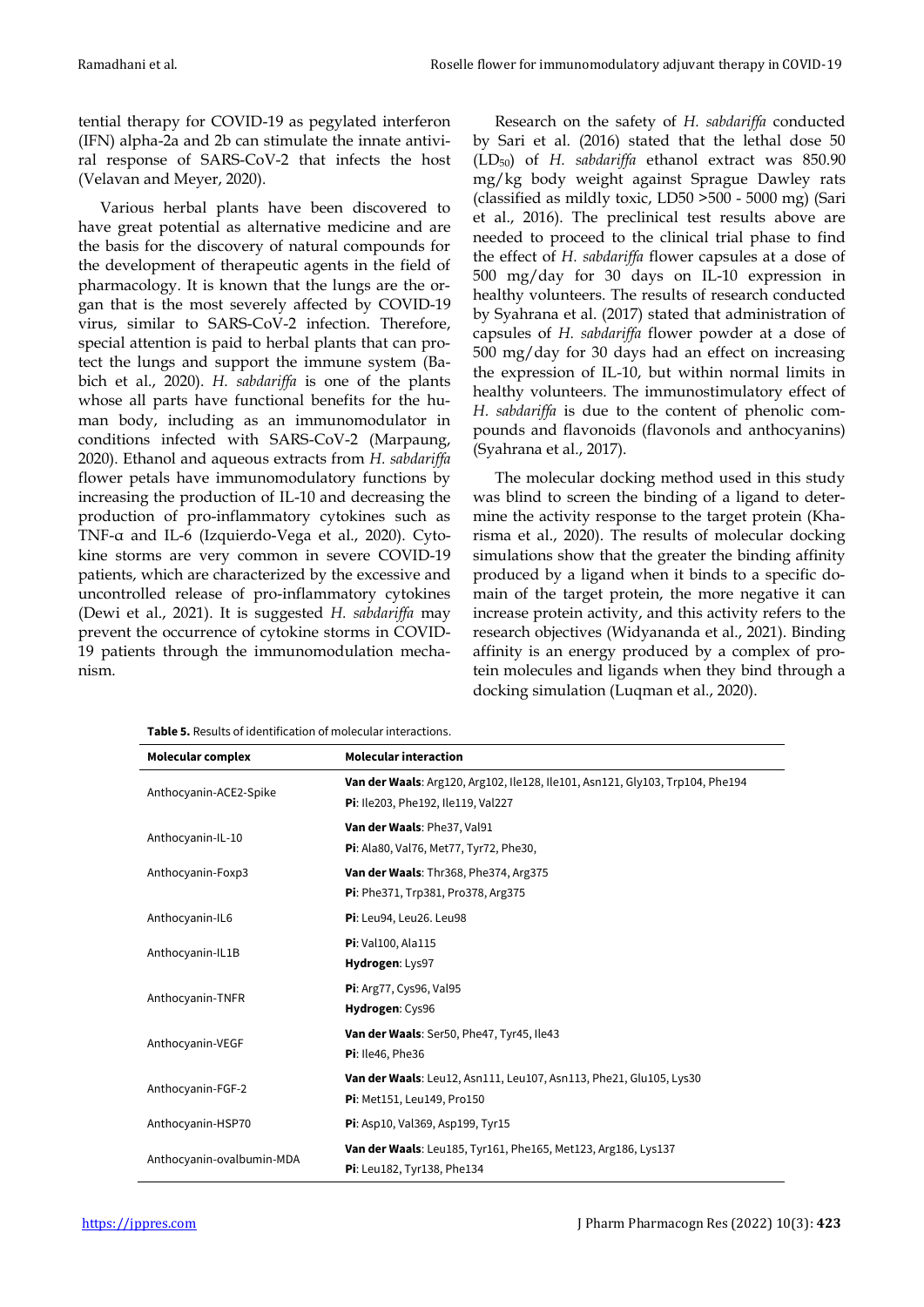tential therapy for COVID-19 as pegylated interferon (IFN) alpha-2a and 2b can stimulate the innate antiviral response of SARS-CoV-2 that infects the host (Velavan and Meyer, 2020).

Various herbal plants have been discovered to have great potential as alternative medicine and are the basis for the discovery of natural compounds for the development of therapeutic agents in the field of pharmacology. It is known that the lungs are the organ that is the most severely affected by COVID-19 virus, similar to SARS-CoV-2 infection. Therefore, special attention is paid to herbal plants that can protect the lungs and support the immune system (Babich et al., 2020). *H. sabdariffa* is one of the plants whose all parts have functional benefits for the human body, including as an immunomodulator in conditions infected with SARS-CoV-2 (Marpaung, 2020). Ethanol and aqueous extracts from *H. sabdariffa* flower petals have immunomodulatory functions by increasing the production of IL-10 and decreasing the production of pro-inflammatory cytokines such as TNF-α and IL-6 (Izquierdo-Vega et al., 2020). Cytokine storms are very common in severe COVID-19 patients, which are characterized by the excessive and uncontrolled release of pro-inflammatory cytokines (Dewi et al., 2021). It is suggested *H. sabdariffa* may prevent the occurrence of cytokine storms in COVID-19 patients through the immunomodulation mechanism.

Research on the safety of *H. sabdariffa* conducted by Sari et al. (2016) stated that the lethal dose 50 ($LD_{50}$) of *H. sabdariffa* ethanol extract was 850.90 mg/kg body weight against Sprague Dawley rats (classified as mildly toxic, LD50 >500 - 5000 mg) (Sari et al., 2016). The preclinical test results above are needed to proceed to the clinical trial phase to find the effect of *H. sabdariffa* flower capsules at a dose of 500 mg/day for 30 days on IL-10 expression in healthy volunteers. The results of research conducted by Syahrana et al. (2017) stated that administration of capsules of *H. sabdariffa* flower powder at a dose of 500 mg/day for 30 days had an effect on increasing the expression of IL-10, but within normal limits in healthy volunteers. The immunostimulatory effect of *H. sabdariffa* is due to the content of phenolic compounds and flavonoids (flavonols and anthocyanins) (Syahrana et al., 2017).

The molecular docking method used in this study was blind to screen the binding of a ligand to determine the activity response to the target protein (Kharisma et al., 2020). The results of molecular docking simulations show that the greater the binding affinity produced by a ligand when it binds to a specific domain of the target protein, the more negative it can increase protein activity, and this activity refers to the research objectives (Widyananda et al., 2021). Binding affinity is an energy produced by a complex of protein molecules and ligands when they bind through a docking simulation (Luqman et al., 2020).

**Table 5.** Results of identification of molecular interactions.

| Molecular complex | Molecular interaction |
|---|---|
| Anthocyanin-ACE2-Spike | **Van der Waals**: Arg120, Arg102, Ile128, Ile101, Asn121, Gly103, Trp104, Phe194<br>**Pi**: Ile203, Phe192, Ile119, Val227 |
| Anthocyanin-IL-10 | **Van der Waals**: Phe37, Val91<br>**Pi**: Ala80, Val76, Met77, Tyr72, Phe30, |
| Anthocyanin-Foxp3 | **Van der Waals**: Thr368, Phe374, Arg375<br>**Pi**: Phe371, Trp381, Pro378, Arg375 |
| Anthocyanin-IL6 | **Pi**: Leu94, Leu26. Leu98 |
| Anthocyanin-IL1B | **Pi**: Val100, Ala115<br>**Hydrogen**: Lys97 |
| Anthocyanin-TNFR | **Pi**: Arg77, Cys96, Val95<br>**Hydrogen**: Cys96 |
| Anthocyanin-VEGF | **Van der Waals**: Ser50, Phe47, Tyr45, Ile43<br>**Pi**: Ile46, Phe36 |
| Anthocyanin-FGF-2 | **Van der Waals**: Leu12, Asn111, Leu107, Asn113, Phe21, Glu105, Lys30<br>**Pi**: Met151, Leu149, Pro150 |
| Anthocyanin-HSP70 | **Pi**: Asp10, Val369, Asp199, Tyr15 |
| Anthocyanin-ovalbumin-MDA | **Van der Waals**: Leu185, Tyr161, Phe165, Met123, Arg186, Lys137<br>**Pi**: Leu182, Tyr138, Phe134 |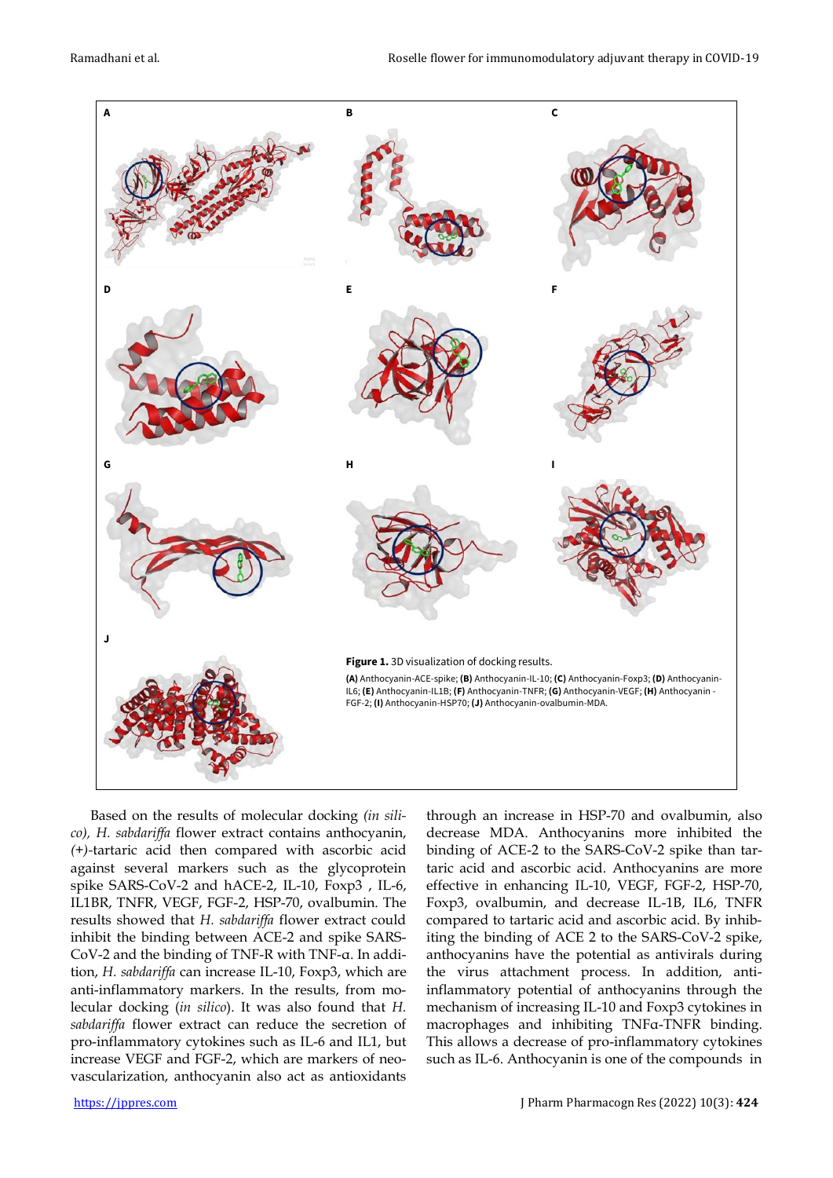**Figure 1.** 3D visualization of docking results.

**(A)** Anthocyanin-ACE-spike; **(B)** Anthocyanin-IL-10; **(C)** Anthocyanin-Foxp3; **(D)** Anthocyanin-IL6; **(E)** Anthocyanin-IL1B; **(F)** Anthocyanin-TNFR; **(G)** Anthocyanin-VEGF; **(H)** Anthocyanin - FGF-2; **(I)** Anthocyanin-HSP70; **(J)** Anthocyanin-ovalbumin-MDA.

Based on the results of molecular docking *(in silico), H. sabdariffa* flower extract contains anthocyanin, *(+)*-tartaric acid then compared with ascorbic acid against several markers such as the glycoprotein spike SARS-CoV-2 and hACE-2, IL-10, Foxp3 , IL-6, IL1BR, TNFR, VEGF, FGF-2, HSP-70, ovalbumin. The results showed that *H. sabdariffa* flower extract could inhibit the binding between ACE-2 and spike SARS-CoV-2 and the binding of TNF-R with TNF-α. In addition, *H. sabdariffa* can increase IL-10, Foxp3, which are anti-inflammatory markers. In the results, from molecular docking (*in silico*). It was also found that *H. sabdariffa* flower extract can reduce the secretion of pro-inflammatory cytokines such as IL-6 and IL1, but increase VEGF and FGF-2, which are markers of neovascularization, anthocyanin also act as antioxidants through an increase in HSP-70 and ovalbumin, also decrease MDA. Anthocyanins more inhibited the binding of ACE-2 to the SARS-CoV-2 spike than tartaric acid and ascorbic acid. Anthocyanins are more effective in enhancing IL-10, VEGF, FGF-2, HSP-70, Foxp3, ovalbumin, and decrease IL-1B, IL6, TNFR compared to tartaric acid and ascorbic acid. By inhibiting the binding of ACE 2 to the SARS-CoV-2 spike, anthocyanins have the potential as antivirals during the virus attachment process. In addition, anti-inflammatory potential of anthocyanins through the mechanism of increasing IL-10 and Foxp3 cytokines in macrophages and inhibiting TNFα-TNFR binding. This allows a decrease of pro-inflammatory cytokines such as IL-6. Anthocyanin is one of the compounds in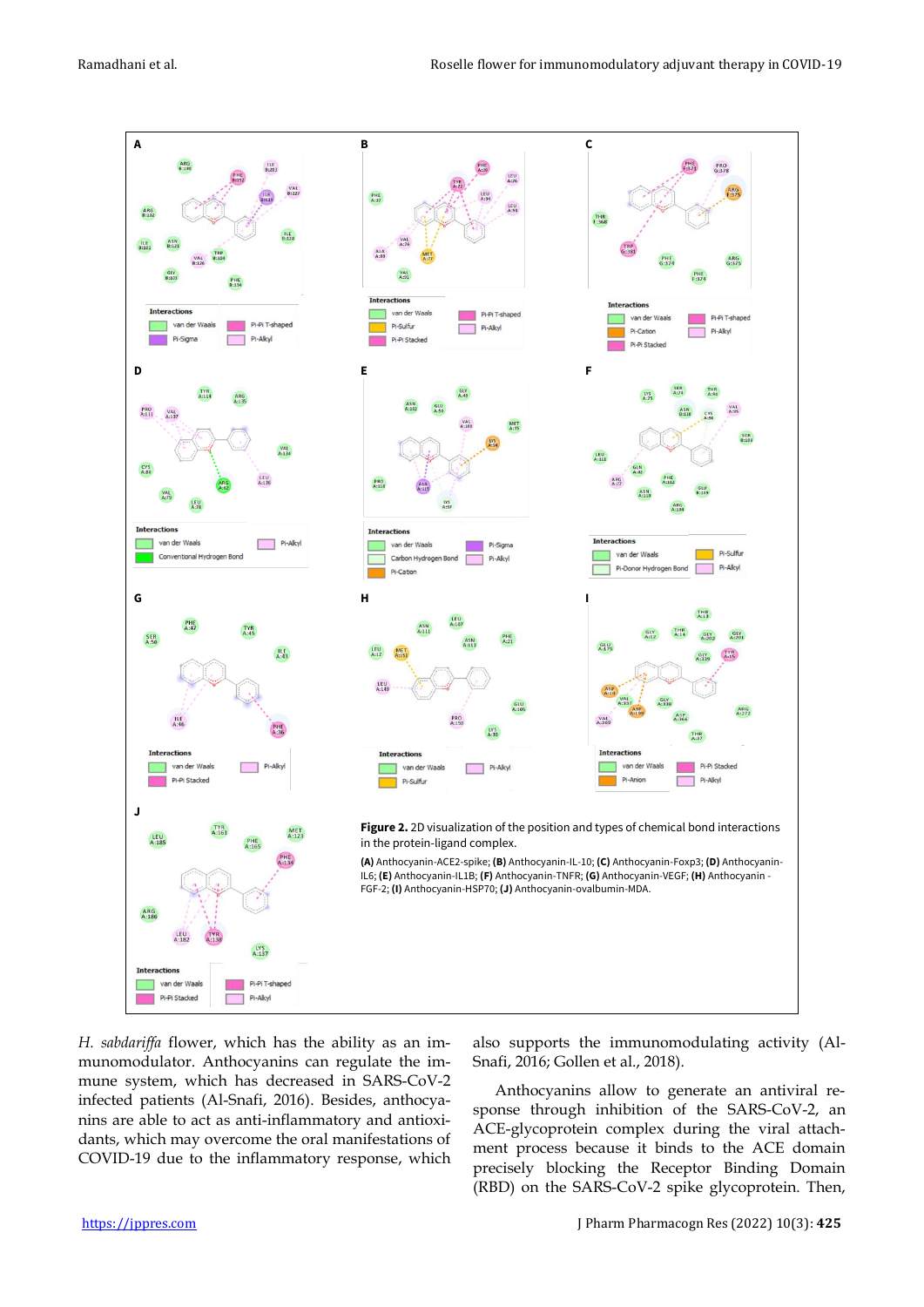**Figure 2.** 2D visualization of the position and types of chemical bond interactions in the protein-ligand complex.

**(A)** Anthocyanin-ACE2-spike; **(B)** Anthocyanin-IL-10; **(C)** Anthocyanin-Foxp3; **(D)** Anthocyanin-IL6; **(E)** Anthocyanin-IL1B; **(F)** Anthocyanin-TNFR; **(G)** Anthocyanin-VEGF; **(H)** Anthocyanin -FGF-2; **(I)** Anthocyanin-HSP70; **(J)** Anthocyanin-ovalbumin-MDA.

*H. sabdariffa* flower, which has the ability as an immunomodulator. Anthocyanins can regulate the immune system, which has decreased in SARS-CoV-2 infected patients (Al-Snafi, 2016). Besides, anthocyanins are able to act as anti-inflammatory and antioxidants, which may overcome the oral manifestations of COVID-19 due to the inflammatory response, which also supports the immunomodulating activity (Al-Snafi, 2016; Gollen et al., 2018).

Anthocyanins allow to generate an antiviral response through inhibition of the SARS-CoV-2, an ACE-glycoprotein complex during the viral attachment process because it binds to the ACE domain precisely blocking the Receptor Binding Domain (RBD) on the SARS-CoV-2 spike glycoprotein. Then,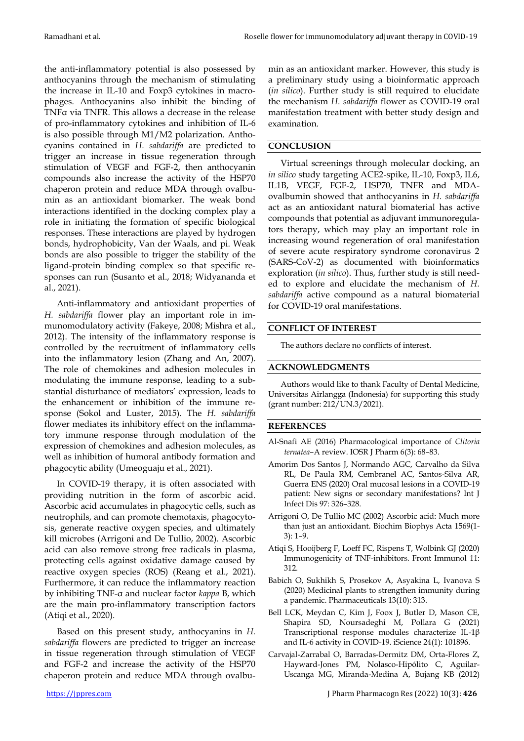the anti-inflammatory potential is also possessed by anthocyanins through the mechanism of stimulating the increase in IL-10 and Foxp3 cytokines in macrophages. Anthocyanins also inhibit the binding of TNFα via TNFR. This allows a decrease in the release of pro-inflammatory cytokines and inhibition of IL-6 is also possible through M1/M2 polarization. Anthocyanins contained in *H. sabdariffa* are predicted to trigger an increase in tissue regeneration through stimulation of VEGF and FGF-2, then anthocyanin compounds also increase the activity of the HSP70 chaperon protein and reduce MDA through ovalbumin as an antioxidant biomarker. The weak bond interactions identified in the docking complex play a role in initiating the formation of specific biological responses. These interactions are played by hydrogen bonds, hydrophobicity, Van der Waals, and pi. Weak bonds are also possible to trigger the stability of the ligand-protein binding complex so that specific responses can run (Susanto et al., 2018; Widyananda et al., 2021).

Anti-inflammatory and antioxidant properties of *H. sabdariffa* flower play an important role in immunomodulatory activity (Fakeye, 2008; Mishra et al., 2012). The intensity of the inflammatory response is controlled by the recruitment of inflammatory cells into the inflammatory lesion (Zhang and An, 2007). The role of chemokines and adhesion molecules in modulating the immune response, leading to a substantial disturbance of mediators' expression, leads to the enhancement or inhibition of the immune response (Sokol and Luster, 2015). The *H. sabdariffa* flower mediates its inhibitory effect on the inflammatory immune response through modulation of the expression of chemokines and adhesion molecules, as well as inhibition of humoral antibody formation and phagocytic ability (Umeoguaju et al., 2021).

In COVID-19 therapy, it is often associated with providing nutrition in the form of ascorbic acid. Ascorbic acid accumulates in phagocytic cells, such as neutrophils, and can promote chemotaxis, phagocytosis, generate reactive oxygen species, and ultimately kill microbes (Arrigoni and De Tullio, 2002). Ascorbic acid can also remove strong free radicals in plasma, protecting cells against oxidative damage caused by reactive oxygen species (ROS) (Reang et al., 2021). Furthermore, it can reduce the inflammatory reaction by inhibiting TNF-α and nuclear factor *kappa* B, which are the main pro-inflammatory transcription factors (Atiqi et al., 2020).

Based on this present study, anthocyanins in *H. sabdariffa* flowers are predicted to trigger an increase in tissue regeneration through stimulation of VEGF and FGF-2 and increase the activity of the HSP70 chaperon protein and reduce MDA through ovalbumin as an antioxidant marker. However, this study is a preliminary study using a bioinformatic approach (*in silico*). Further study is still required to elucidate the mechanism *H. sabdariffa* flower as COVID-19 oral manifestation treatment with better study design and examination.

## CONCLUSION

Virtual screenings through molecular docking, an *in silico* study targeting ACE2-spike, IL-10, Foxp3, IL6, IL1B, VEGF, FGF-2, HSP70, TNFR and MDA-ovalbumin showed that anthocyanins in *H. sabdariffa* act as an antioxidant natural biomaterial has active compounds that potential as adjuvant immunoregulators therapy, which may play an important role in increasing wound regeneration of oral manifestation of severe acute respiratory syndrome coronavirus 2 (SARS-CoV-2) as documented with bioinformatics exploration (*in silico*). Thus, further study is still needed to explore and elucidate the mechanism of *H. sabdariffa* active compound as a natural biomaterial for COVID-19 oral manifestations.

## CONFLICT OF INTEREST

The authors declare no conflicts of interest.

## ACKNOWLEDGMENTS

Authors would like to thank Faculty of Dental Medicine, Universitas Airlangga (Indonesia) for supporting this study (grant number: 212/UN.3/2021).

## REFERENCES

Al-Snafi AE (2016) Pharmacological importance of *Clitoria ternatea*–A review. IOSR J Pharm 6(3): 68–83.

Amorim Dos Santos J, Normando AGC, Carvalho da Silva RL, De Paula RM, Cembranel AC, Santos-Silva AR, Guerra ENS (2020) Oral mucosal lesions in a COVID-19 patient: New signs or secondary manifestations? Int J Infect Dis 97: 326–328.

Arrigoni O, De Tullio MC (2002) Ascorbic acid: Much more than just an antioxidant. Biochim Biophys Acta 1569(1-3): 1–9.

Atiqi S, Hooijberg F, Loeff FC, Rispens T, Wolbink GJ (2020) Immunogenicity of TNF-inhibitors. Front Immunol 11: 312.

Babich O, Sukhikh S, Prosekov A, Asyakina L, Ivanova S (2020) Medicinal plants to strengthen immunity during a pandemic. Pharmaceuticals 13(10): 313.

Bell LCK, Meydan C, Kim J, Foox J, Butler D, Mason CE, Shapira SD, Noursadeghi M, Pollara G (2021) Transcriptional response modules characterize IL-1β and IL-6 activity in COVID-19. iScience 24(1): 101896.

Carvajal-Zarrabal O, Barradas-Dermitz DM, Orta-Flores Z, Hayward-Jones PM, Nolasco-Hipólito C, Aguilar-Uscanga MG, Miranda-Medina A, Bujang KB (2012)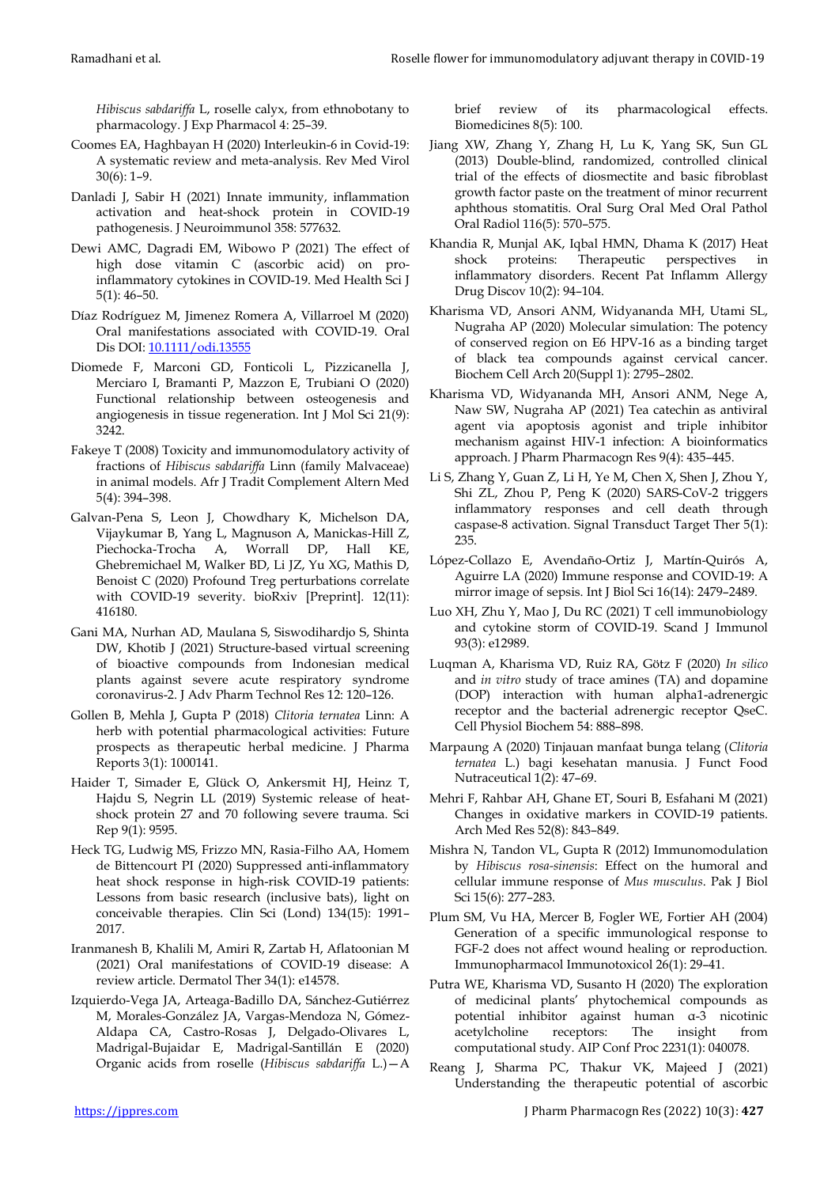*Hibiscus sabdariffa* L, roselle calyx, from ethnobotany to pharmacology. J Exp Pharmacol 4: 25–39.

Coomes EA, Haghbayan H (2020) Interleukin-6 in Covid-19: A systematic review and meta-analysis. Rev Med Virol 30(6): 1–9.

Danladi J, Sabir H (2021) Innate immunity, inflammation activation and heat-shock protein in COVID-19 pathogenesis. J Neuroimmunol 358: 577632.

Dewi AMC, Dagradi EM, Wibowo P (2021) The effect of high dose vitamin C (ascorbic acid) on pro-inflammatory cytokines in COVID-19. Med Health Sci J 5(1): 46–50.

Díaz Rodríguez M, Jimenez Romera A, Villarroel M (2020) Oral manifestations associated with COVID-19. Oral Dis DOI: [10.1111/odi.13555](https://doi.org/10.1111/odi.13555)

Diomede F, Marconi GD, Fonticoli L, Pizzicanella J, Merciaro I, Bramanti P, Mazzon E, Trubiani O (2020) Functional relationship between osteogenesis and angiogenesis in tissue regeneration. Int J Mol Sci 21(9): 3242.

Fakeye T (2008) Toxicity and immunomodulatory activity of fractions of *Hibiscus sabdariffa* Linn (family Malvaceae) in animal models. Afr J Tradit Complement Altern Med 5(4): 394–398.

Galvan-Pena S, Leon J, Chowdhary K, Michelson DA, Vijaykumar B, Yang L, Magnuson A, Manickas-Hill Z, Piechocka-Trocha A, Worrall DP, Hall KE, Ghebremichael M, Walker BD, Li JZ, Yu XG, Mathis D, Benoist C (2020) Profound Treg perturbations correlate with COVID-19 severity. bioRxiv [Preprint]. 12(11): 416180.

Gani MA, Nurhan AD, Maulana S, Siswodihardjo S, Shinta DW, Khotib J (2021) Structure-based virtual screening of bioactive compounds from Indonesian medical plants against severe acute respiratory syndrome coronavirus-2. J Adv Pharm Technol Res 12: 120–126.

Gollen B, Mehla J, Gupta P (2018) *Clitoria ternatea* Linn: A herb with potential pharmacological activities: Future prospects as therapeutic herbal medicine. J Pharma Reports 3(1): 1000141.

Haider T, Simader E, Glück O, Ankersmit HJ, Heinz T, Hajdu S, Negrin LL (2019) Systemic release of heat-shock protein 27 and 70 following severe trauma. Sci Rep 9(1): 9595.

Heck TG, Ludwig MS, Frizzo MN, Rasia-Filho AA, Homem de Bittencourt PI (2020) Suppressed anti-inflammatory heat shock response in high-risk COVID-19 patients: Lessons from basic research (inclusive bats), light on conceivable therapies. Clin Sci (Lond) 134(15): 1991–2017.

Iranmanesh B, Khalili M, Amiri R, Zartab H, Aflatoonian M (2021) Oral manifestations of COVID-19 disease: A review article. Dermatol Ther 34(1): e14578.

Izquierdo-Vega JA, Arteaga-Badillo DA, Sánchez-Gutiérrez M, Morales-González JA, Vargas-Mendoza N, Gómez-Aldapa CA, Castro-Rosas J, Delgado-Olivares L, Madrigal-Bujaidar E, Madrigal-Santillán E (2020) Organic acids from roselle (*Hibiscus sabdariffa* L.)—A brief review of its pharmacological effects. Biomedicines 8(5): 100.

Jiang XW, Zhang Y, Zhang H, Lu K, Yang SK, Sun GL (2013) Double-blind, randomized, controlled clinical trial of the effects of diosmectite and basic fibroblast growth factor paste on the treatment of minor recurrent aphthous stomatitis. Oral Surg Oral Med Oral Pathol Oral Radiol 116(5): 570–575.

Khandia R, Munjal AK, Iqbal HMN, Dhama K (2017) Heat shock proteins: Therapeutic perspectives in inflammatory disorders. Recent Pat Inflamm Allergy Drug Discov 10(2): 94–104.

Kharisma VD, Ansori ANM, Widyananda MH, Utami SL, Nugraha AP (2020) Molecular simulation: The potency of conserved region on E6 HPV-16 as a binding target of black tea compounds against cervical cancer. Biochem Cell Arch 20(Suppl 1): 2795–2802.

Kharisma VD, Widyananda MH, Ansori ANM, Nege A, Naw SW, Nugraha AP (2021) Tea catechin as antiviral agent via apoptosis agonist and triple inhibitor mechanism against HIV-1 infection: A bioinformatics approach. J Pharm Pharmacogn Res 9(4): 435–445.

Li S, Zhang Y, Guan Z, Li H, Ye M, Chen X, Shen J, Zhou Y, Shi ZL, Zhou P, Peng K (2020) SARS-CoV-2 triggers inflammatory responses and cell death through caspase-8 activation. Signal Transduct Target Ther 5(1): 235.

López-Collazo E, Avendaño-Ortiz J, Martín-Quirós A, Aguirre LA (2020) Immune response and COVID-19: A mirror image of sepsis. Int J Biol Sci 16(14): 2479–2489.

Luo XH, Zhu Y, Mao J, Du RC (2021) T cell immunobiology and cytokine storm of COVID-19. Scand J Immunol 93(3): e12989.

Luqman A, Kharisma VD, Ruiz RA, Götz F (2020) *In silico* and *in vitro* study of trace amines (TA) and dopamine (DOP) interaction with human alpha1-adrenergic receptor and the bacterial adrenergic receptor QseC. Cell Physiol Biochem 54: 888–898.

Marpaung A (2020) Tinjauan manfaat bunga telang (*Clitoria ternatea* L.) bagi kesehatan manusia. J Funct Food Nutraceutical 1(2): 47–69.

Mehri F, Rahbar AH, Ghane ET, Souri B, Esfahani M (2021) Changes in oxidative markers in COVID-19 patients. Arch Med Res 52(8): 843–849.

Mishra N, Tandon VL, Gupta R (2012) Immunomodulation by *Hibiscus rosa-sinensis*: Effect on the humoral and cellular immune response of *Mus musculus*. Pak J Biol Sci 15(6): 277–283.

Plum SM, Vu HA, Mercer B, Fogler WE, Fortier AH (2004) Generation of a specific immunological response to FGF-2 does not affect wound healing or reproduction. Immunopharmacol Immunotoxicol 26(1): 29–41.

Putra WE, Kharisma VD, Susanto H (2020) The exploration of medicinal plants' phytochemical compounds as potential inhibitor against human α-3 nicotinic acetylcholine receptors: The insight from computational study. AIP Conf Proc 2231(1): 040078.

Reang J, Sharma PC, Thakur VK, Majeed J (2021) Understanding the therapeutic potential of ascorbic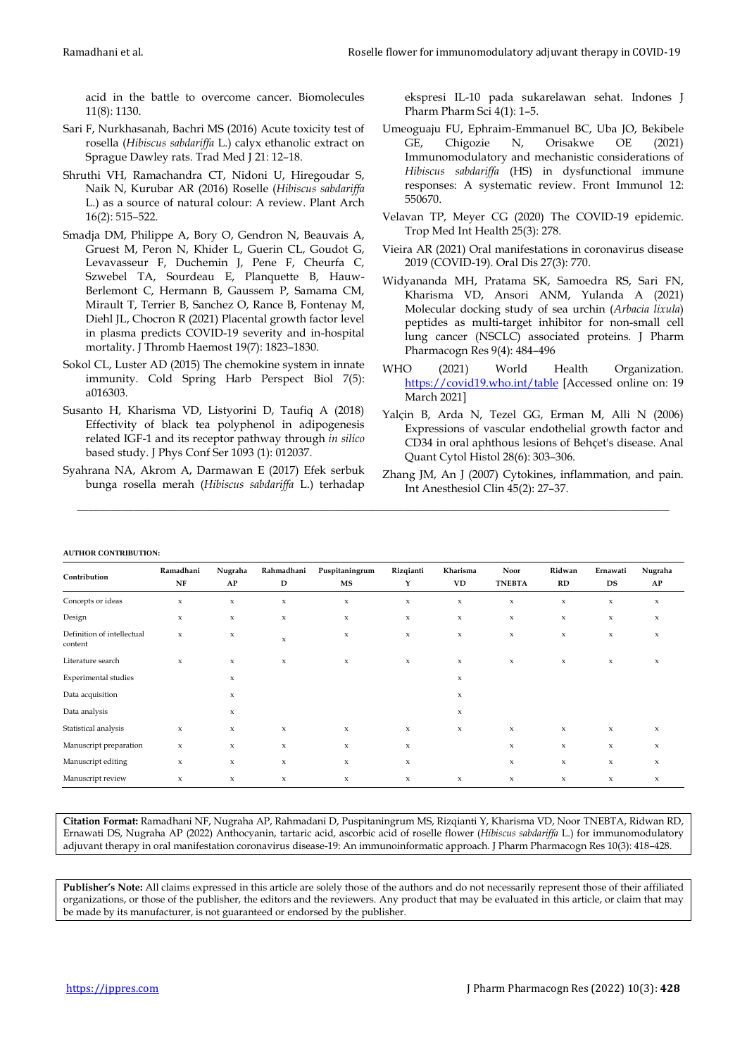acid in the battle to overcome cancer. Biomolecules 11(8): 1130.

Sari F, Nurkhasanah, Bachri MS (2016) Acute toxicity test of rosella (*Hibiscus sabdariffa* L.) calyx ethanolic extract on Sprague Dawley rats. Trad Med J 21: 12–18.

Shruthi VH, Ramachandra CT, Nidoni U, Hiregoudar S, Naik N, Kurubar AR (2016) Roselle (*Hibiscus sabdariffa* L.) as a source of natural colour: A review. Plant Arch 16(2): 515–522.

Smadja DM, Philippe A, Bory O, Gendron N, Beauvais A, Gruest M, Peron N, Khider L, Guerin CL, Goudot G, Levavasseur F, Duchemin J, Pene F, Cheurfa C, Szwebel TA, Sourdeau E, Planquette B, Hauw-Berlemont C, Hermann B, Gaussem P, Samama CM, Mirault T, Terrier B, Sanchez O, Rance B, Fontenay M, Diehl JL, Chocron R (2021) Placental growth factor level in plasma predicts COVID-19 severity and in-hospital mortality. J Thromb Haemost 19(7): 1823–1830.

Sokol CL, Luster AD (2015) The chemokine system in innate immunity. Cold Spring Harb Perspect Biol 7(5): a016303.

Susanto H, Kharisma VD, Listyorini D, Taufiq A (2018) Effectivity of black tea polyphenol in adipogenesis related IGF-1 and its receptor pathway through *in silico* based study. J Phys Conf Ser 1093 (1): 012037.

Syahrana NA, Akrom A, Darmawan E (2017) Efek serbuk bunga rosella merah (*Hibiscus sabdariffa* L.) terhadap ekspresi IL-10 pada sukarelawan sehat. Indones J Pharm Pharm Sci 4(1): 1–5.

Umeoguaju FU, Ephraim-Emmanuel BC, Uba JO, Bekibele GE, Chigozie N, Orisakwe OE (2021) Immunomodulatory and mechanistic considerations of *Hibiscus sabdariffa* (HS) in dysfunctional immune responses: A systematic review. Front Immunol 12: 550670.

Velavan TP, Meyer CG (2020) The COVID-19 epidemic. Trop Med Int Health 25(3): 278.

Vieira AR (2021) Oral manifestations in coronavirus disease 2019 (COVID-19). Oral Dis 27(3): 770.

Widyananda MH, Pratama SK, Samoedra RS, Sari FN, Kharisma VD, Ansori ANM, Yulanda A (2021) Molecular docking study of sea urchin (*Arbacia lixula*) peptides as multi-target inhibitor for non-small cell lung cancer (NSCLC) associated proteins. J Pharm Pharmacogn Res 9(4): 484–496

WHO (2021) World Health Organization. https://covid19.who.int/table [Accessed online on: 19 March 2021]

Yalçin B, Arda N, Tezel GG, Erman M, Alli N (2006) Expressions of vascular endothelial growth factor and CD34 in oral aphthous lesions of Behçet's disease. Anal Quant Cytol Histol 28(6): 303–306.

Zhang JM, An J (2007) Cytokines, inflammation, and pain. Int Anesthesiol Clin 45(2): 27–37.

---

**AUTHOR CONTRIBUTION:**

| Contribution | Ramadhani NF | Nugraha AP | Rahmadhani D | Puspitaningrum MS | Rizqianti Y | Kharisma VD | Noor TNEBTA | Ridwan RD | Ernawati DS | Nugraha AP |
|---|---|---|---|---|---|---|---|---|---|---|
| Concepts or ideas | x | x | x | x | x | x | x | x | x | x |
| Design | x | x | x | x | x | x | x | x | x | x |
| Definition of intellectual content | x | x | x | x | x | x | x | x | x | x |
| Literature search | x | x | x | x | x | x | x | x | x | x |
| Experimental studies | | x | | | | x | | | | |
| Data acquisition | | x | | | | x | | | | |
| Data analysis | | x | | | | x | | | | |
| Statistical analysis | x | x | x | x | x | x | x | x | x | x |
| Manuscript preparation | x | x | x | x | x | | x | x | x | x |
| Manuscript editing | x | x | x | x | x | | x | x | x | x |
| Manuscript review | x | x | x | x | x | x | x | x | x | x |

**Citation Format:** Ramadhani NF, Nugraha AP, Rahmadani D, Puspitaningrum MS, Rizqianti Y, Kharisma VD, Noor TNEBTA, Ridwan RD, Ernawati DS, Nugraha AP (2022) Anthocyanin, tartaric acid, ascorbic acid of roselle flower (*Hibiscus sabdariffa* L.) for immunomodulatory adjuvant therapy in oral manifestation coronavirus disease-19: An immunoinformatic approach. J Pharm Pharmacogn Res 10(3): 418–428.

**Publisher's Note:** All claims expressed in this article are solely those of the authors and do not necessarily represent those of their affiliated organizations, or those of the publisher, the editors and the reviewers. Any product that may be evaluated in this article, or claim that may be made by its manufacturer, is not guaranteed or endorsed by the publisher.